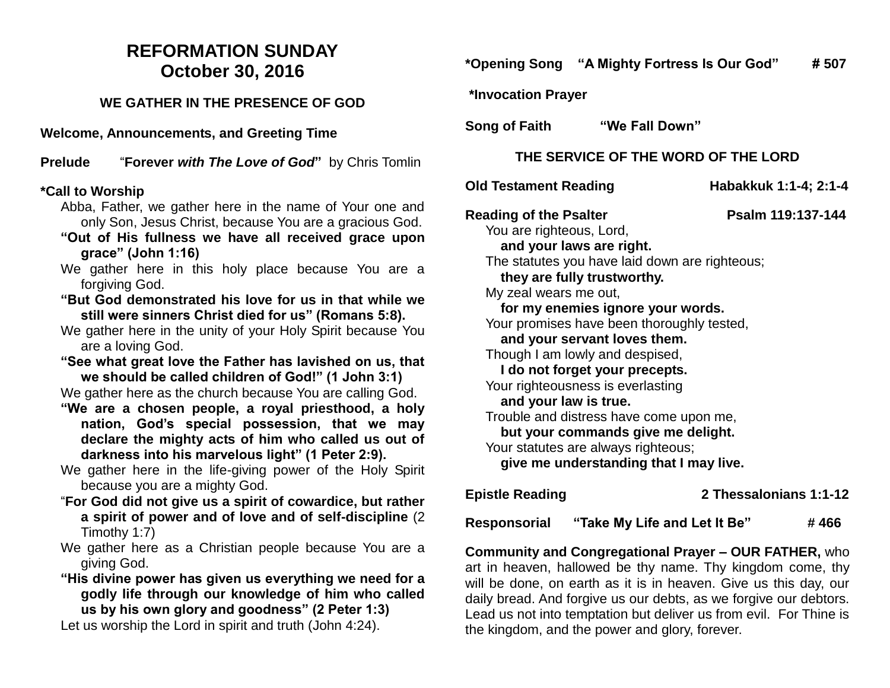# REFORMATION SUNDAY
# October 30, 2016

### WE GATHER IN THE PRESENCE OF GOD

**Welcome, Announcements, and Greeting Time**

**Prelude** "**Forever *with The Love of God***" by Chris Tomlin

**\*Call to Worship**

Abba, Father, we gather here in the name of Your one and only Son, Jesus Christ, because You are a gracious God.

**"Out of His fullness we have all received grace upon grace" (John 1:16)**

We gather here in this holy place because You are a forgiving God.

**"But God demonstrated his love for us in that while we still were sinners Christ died for us" (Romans 5:8).**

We gather here in the unity of your Holy Spirit because You are a loving God.

**"See what great love the Father has lavished on us, that we should be called children of God!" (1 John 3:1)**

We gather here as the church because You are calling God.

**"We are a chosen people, a royal priesthood, a holy nation, God's special possession, that we may declare the mighty acts of him who called us out of darkness into his marvelous light" (1 Peter 2:9).**

We gather here in the life-giving power of the Holy Spirit because you are a mighty God.

"**For God did not give us a spirit of cowardice, but rather a spirit of power and of love and of self-discipline** (2 Timothy 1:7)

We gather here as a Christian people because You are a giving God.

**"His divine power has given us everything we need for a godly life through our knowledge of him who called us by his own glory and goodness" (2 Peter 1:3)**

Let us worship the Lord in spirit and truth (John 4:24).

**\*Opening Song "A Mighty Fortress Is Our God" # 507**

**\*Invocation Prayer**

**Song of Faith "We Fall Down"**

### THE SERVICE OF THE WORD OF THE LORD

**Old Testament Reading Habakkuk 1:1-4; 2:1-4**

**Reading of the Psalter Psalm 119:137-144**

You are righteous, Lord,
**and your laws are right.**
The statutes you have laid down are righteous;
**they are fully trustworthy.**
My zeal wears me out,
**for my enemies ignore your words.**
Your promises have been thoroughly tested,
**and your servant loves them.**
Though I am lowly and despised,
**I do not forget your precepts.**
Your righteousness is everlasting
**and your law is true.**
Trouble and distress have come upon me,
**but your commands give me delight.**
Your statutes are always righteous;
**give me understanding that I may live.**

**Epistle Reading 2 Thessalonians 1:1-12**

**Responsorial "Take My Life and Let It Be" # 466**

**Community and Congregational Prayer – OUR FATHER,** who art in heaven, hallowed be thy name. Thy kingdom come, thy will be done, on earth as it is in heaven. Give us this day, our daily bread. And forgive us our debts, as we forgive our debtors. Lead us not into temptation but deliver us from evil. For Thine is the kingdom, and the power and glory, forever.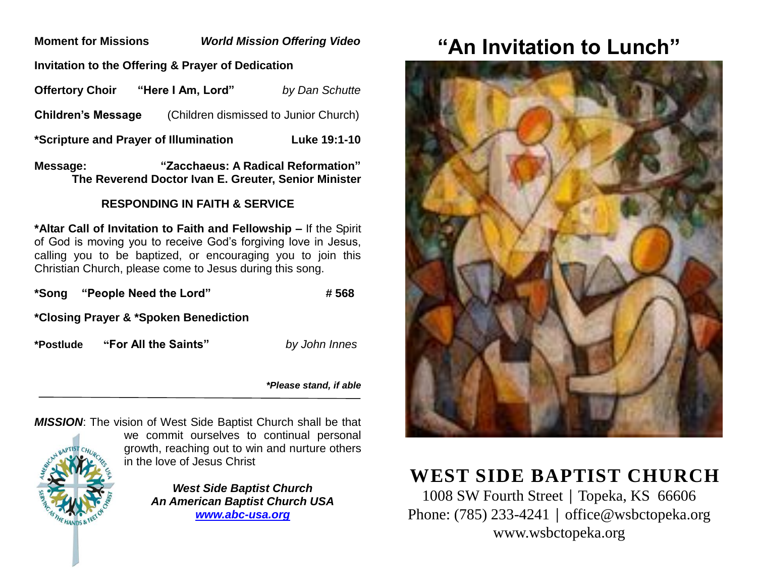**Moment for Missions** *World Mission Offering Video*

**Invitation to the Offering & Prayer of Dedication**

**Offertory Choir** **"Here I Am, Lord"** *by Dan Schutte*

**Children's Message** (Children dismissed to Junior Church)

***Scripture and Prayer of Illumination** **Luke 19:1-10**

**Message:** **"Zacchaeus: A Radical Reformation"**
**The Reverend Doctor Ivan E. Greuter, Senior Minister**

**RESPONDING IN FAITH & SERVICE**

***Altar Call of Invitation to Faith and Fellowship –** If the Spirit of God is moving you to receive God's forgiving love in Jesus, calling you to be baptized, or encouraging you to join this Christian Church, please come to Jesus during this song.

***Song** **"People Need the Lord"** **# 568**

***Closing Prayer & *Spoken Benediction**

***Postlude** **"For All the Saints"** *by John Innes*

***Please stand, if able***

---

***MISSION***: The vision of West Side Baptist Church shall be that we commit ourselves to continual personal growth, reaching out to win and nurture others in the love of Jesus Christ

***West Side Baptist Church***
***An American Baptist Church USA***
***www.abc-usa.org***

# "An Invitation to Lunch"

## WEST SIDE BAPTIST CHURCH

1008 SW Fourth Street | Topeka, KS 66606
Phone: (785) 233-4241 | office@wsbctopeka.org
www.wsbctopeka.org